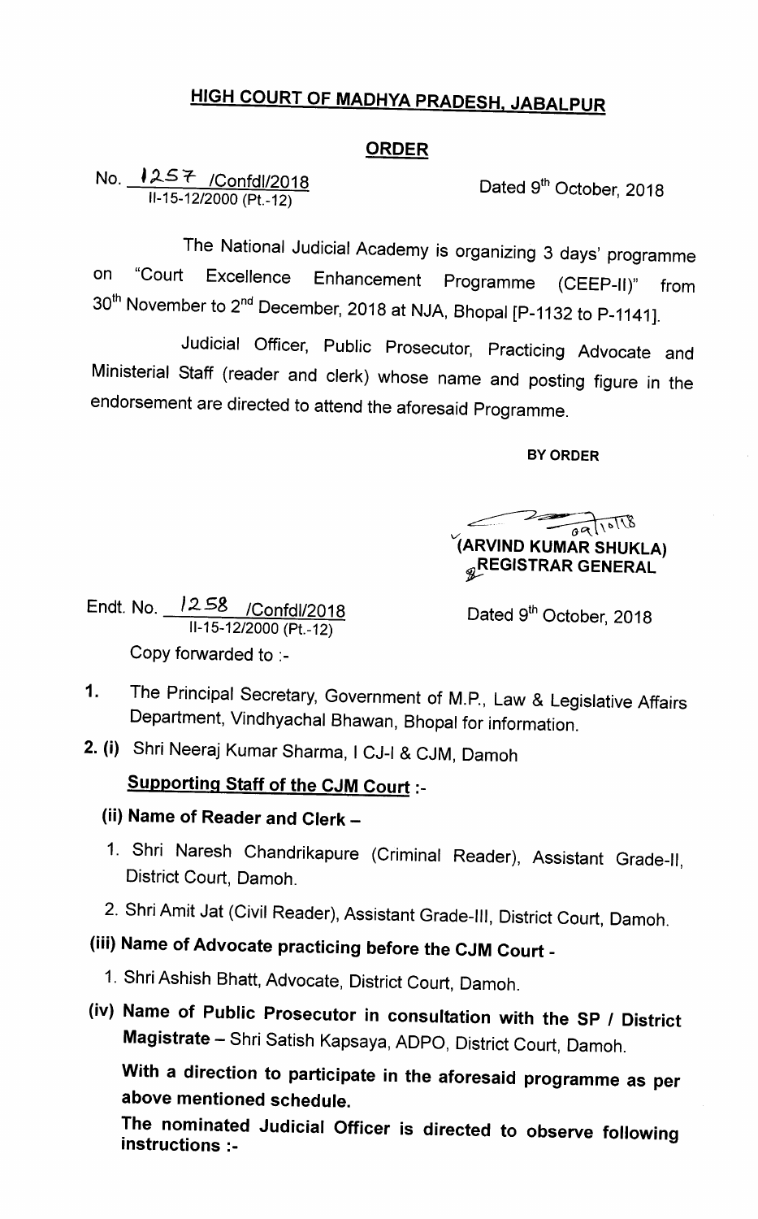# HIGH COURT OF MADHYA PRADESH, JABALPUR

## ORDER

No. 1257 /Confdl/2018
II-15-12/2000 (Pt.-12)

Dated 9th October, 2018

The National Judicial Academy is organizing 3 days' programme on "Court Excellence Enhancement Programme (CEEP-II)" from 30th November to 2nd December, 2018 at NJA, Bhopal [P-1132 to P-1141].

Judicial Officer, Public Prosecutor, Practicing Advocate and Ministerial Staff (reader and clerk) whose name and posting figure in the endorsement are directed to attend the aforesaid Programme.

**BY ORDER**

09/10/18
**(ARVIND KUMAR SHUKLA)**
**REGISTRAR GENERAL**

Endt. No. 1258 /Confdl/2018
II-15-12/2000 (Pt.-12)

Dated 9th October, 2018

Copy forwarded to :-

1. The Principal Secretary, Government of M.P., Law & Legislative Affairs Department, Vindhyachal Bhawan, Bhopal for information.

2. (i) Shri Neeraj Kumar Sharma, I CJ-I & CJM, Damoh

**Supporting Staff of the CJM Court :-**

**(ii) Name of Reader and Clerk –**

1. Shri Naresh Chandrikapure (Criminal Reader), Assistant Grade-II, District Court, Damoh.
2. Shri Amit Jat (Civil Reader), Assistant Grade-III, District Court, Damoh.

**(iii) Name of Advocate practicing before the CJM Court -**

1. Shri Ashish Bhatt, Advocate, District Court, Damoh.

**(iv) Name of Public Prosecutor in consultation with the SP / District Magistrate** – Shri Satish Kapsaya, ADPO, District Court, Damoh.

**With a direction to participate in the aforesaid programme as per above mentioned schedule.**

**The nominated Judicial Officer is directed to observe following instructions :-**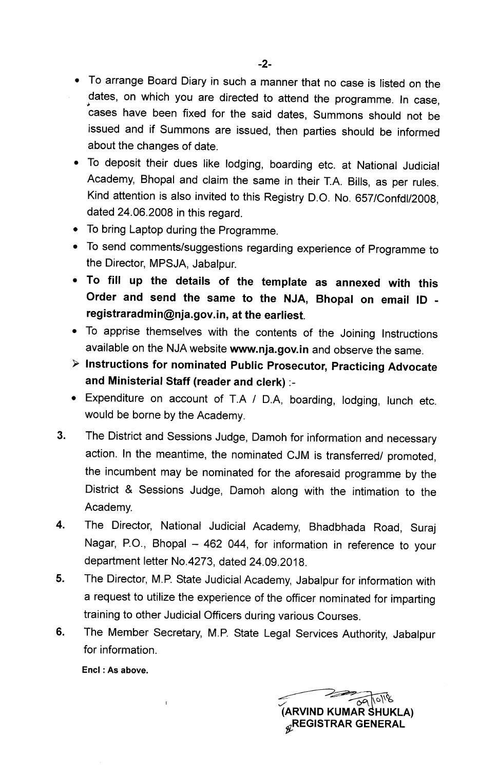- To arrange Board Diary in such a manner that no case is listed on the dates, on which you are directed to attend the programme. In case, cases have been fixed for the said dates, Summons should not be issued and if Summons are issued, then parties should be informed about the changes of date.
- To deposit their dues like lodging, boarding etc. at National Judicial Academy, Bhopal and claim the same in their T.A. Bills, as per rules. Kind attention is also invited to this Registry D.O. No. 657/Confdl/2008, dated 24.06.2008 in this regard.
- To bring Laptop during the Programme.
- To send comments/suggestions regarding experience of Programme to the Director, MPSJA, Jabalpur.
- **To fill up the details of the template as annexed with this Order and send the same to the NJA, Bhopal on email ID - registraradmin@nja.gov.in, at the earliest.**
- To apprise themselves with the contents of the Joining Instructions available on the NJA website **www.nja.gov.in** and observe the same.

➢ **Instructions for nominated Public Prosecutor, Practicing Advocate and Ministerial Staff (reader and clerk)** :-

- Expenditure on account of T.A / D.A, boarding, lodging, lunch etc. would be borne by the Academy.

3. The District and Sessions Judge, Damoh for information and necessary action. In the meantime, the nominated CJM is transferred/ promoted, the incumbent may be nominated for the aforesaid programme by the District & Sessions Judge, Damoh along with the intimation to the Academy.
4. The Director, National Judicial Academy, Bhadbhada Road, Suraj Nagar, P.O., Bhopal – 462 044, for information in reference to your department letter No.4273, dated 24.09.2018.
5. The Director, M.P. State Judicial Academy, Jabalpur for information with a request to utilize the experience of the officer nominated for imparting training to other Judicial Officers during various Courses.
6. The Member Secretary, M.P. State Legal Services Authority, Jabalpur for information.

**Encl : As above.**

09/10/18

**(ARVIND KUMAR SHUKLA)**
**REGISTRAR GENERAL**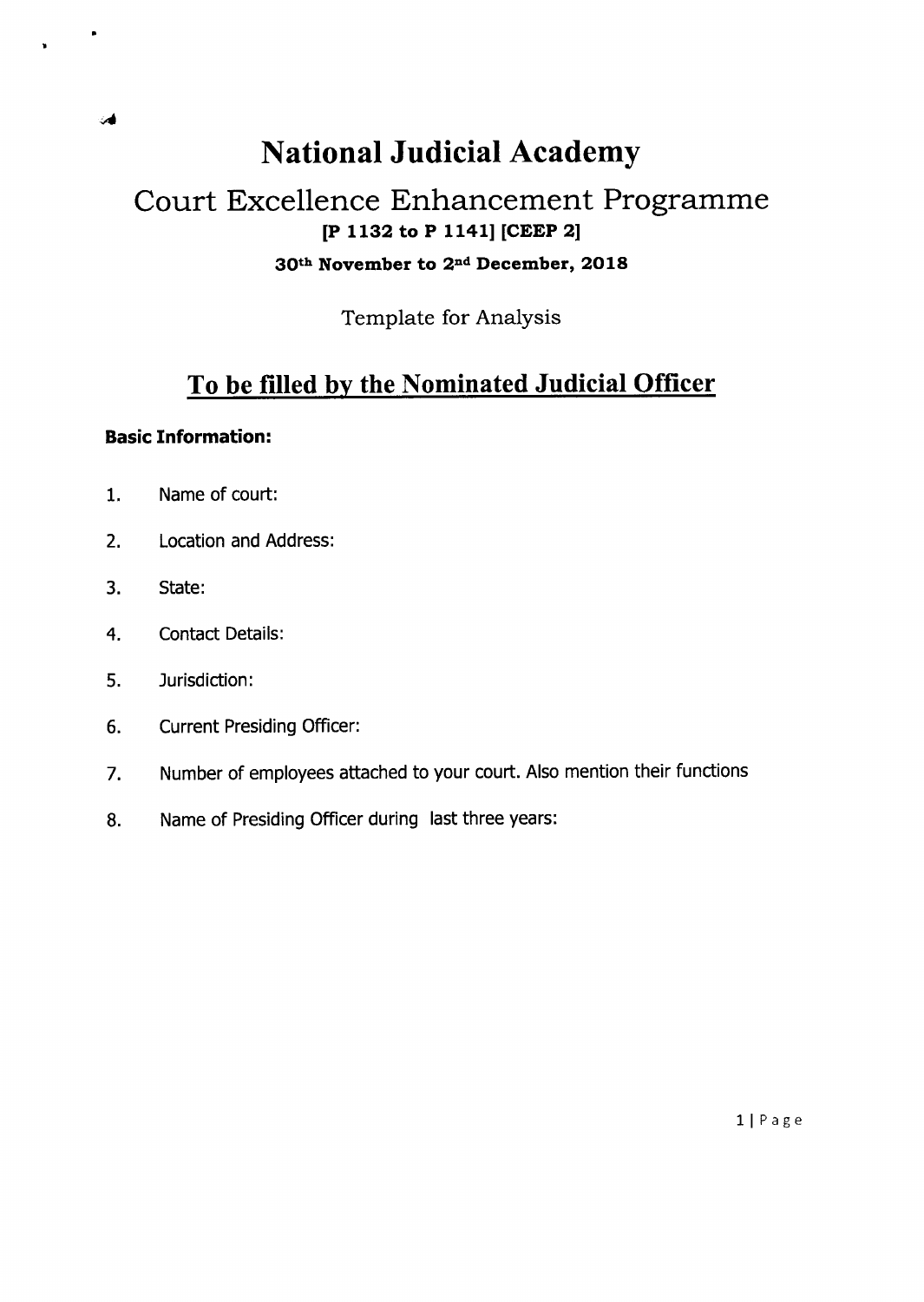# National Judicial Academy

## Court Excellence Enhancement Programme

**[P 1132 to P 1141] [CEEP 2]**

**30th November to 2nd December, 2018**

Template for Analysis

## To be filled by the Nominated Judicial Officer

**Basic Information:**

1. Name of court:
2. Location and Address:
3. State:
4. Contact Details:
5. Jurisdiction:
6. Current Presiding Officer:
7. Number of employees attached to your court. Also mention their functions
8. Name of Presiding Officer during last three years: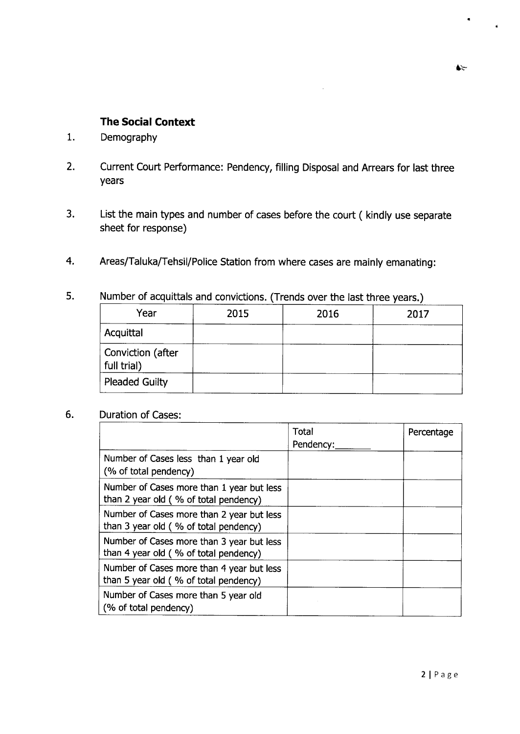## The Social Context

1. Demography

2. Current Court Performance: Pendency, filling Disposal and Arrears for last three years

3. List the main types and number of cases before the court ( kindly use separate sheet for response)

4. Areas/Taluka/Tehsil/Police Station from where cases are mainly emanating:

5. Number of acquittals and convictions. (Trends over the last three years.)

| Year | 2015 | 2016 | 2017 |
|---|---|---|---|
| Acquittal | | | |
| Conviction (after full trial) | | | |
| Pleaded Guilty | | | |

6. Duration of Cases:

| | Total Pendency:_______ | Percentage |
|---|---|---|
| Number of Cases less than 1 year old (% of total pendency) | | |
| Number of Cases more than 1 year but less than 2 year old ( % of total pendency) | | |
| Number of Cases more than 2 year but less than 3 year old ( % of total pendency) | | |
| Number of Cases more than 3 year but less than 4 year old ( % of total pendency) | | |
| Number of Cases more than 4 year but less than 5 year old ( % of total pendency) | | |
| Number of Cases more than 5 year old (% of total pendency) | | |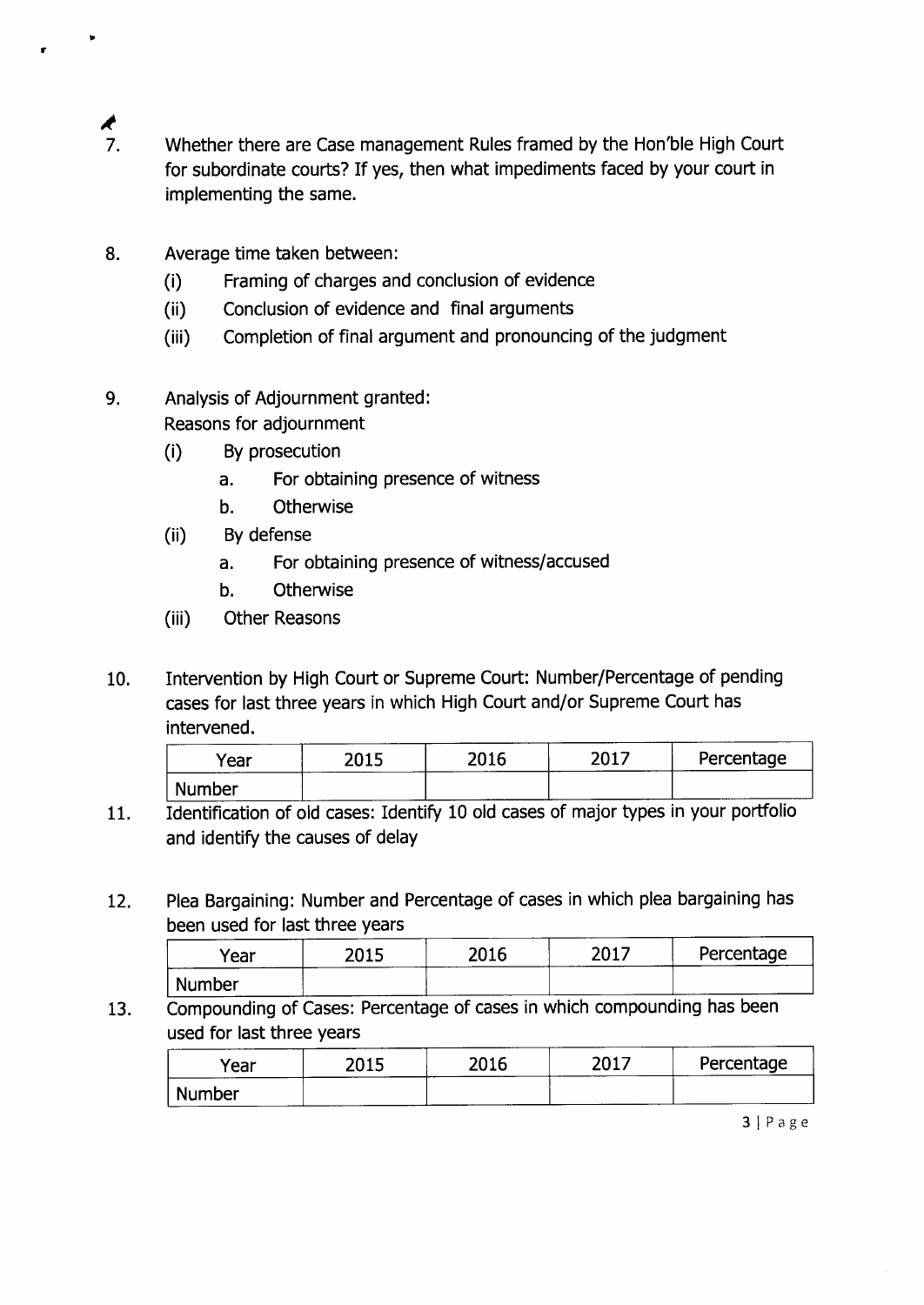7. Whether there are Case management Rules framed by the Hon'ble High Court for subordinate courts? If yes, then what impediments faced by your court in implementing the same.

8. Average time taken between:
   - (i) Framing of charges and conclusion of evidence
   - (ii) Conclusion of evidence and final arguments
   - (iii) Completion of final argument and pronouncing of the judgment

9. Analysis of Adjournment granted:
   Reasons for adjournment
   - (i) By prosecution
     - a. For obtaining presence of witness
     - b. Otherwise
   - (ii) By defense
     - a. For obtaining presence of witness/accused
     - b. Otherwise
   - (iii) Other Reasons

10. Intervention by High Court or Supreme Court: Number/Percentage of pending cases for last three years in which High Court and/or Supreme Court has intervened.

| Year | 2015 | 2016 | 2017 | Percentage |
|---|---|---|---|---|
| Number | | | | |

11. Identification of old cases: Identify 10 old cases of major types in your portfolio and identify the causes of delay

12. Plea Bargaining: Number and Percentage of cases in which plea bargaining has been used for last three years

| Year | 2015 | 2016 | 2017 | Percentage |
|---|---|---|---|---|
| Number | | | | |

13. Compounding of Cases: Percentage of cases in which compounding has been used for last three years

| Year | 2015 | 2016 | 2017 | Percentage |
|---|---|---|---|---|
| Number | | | | |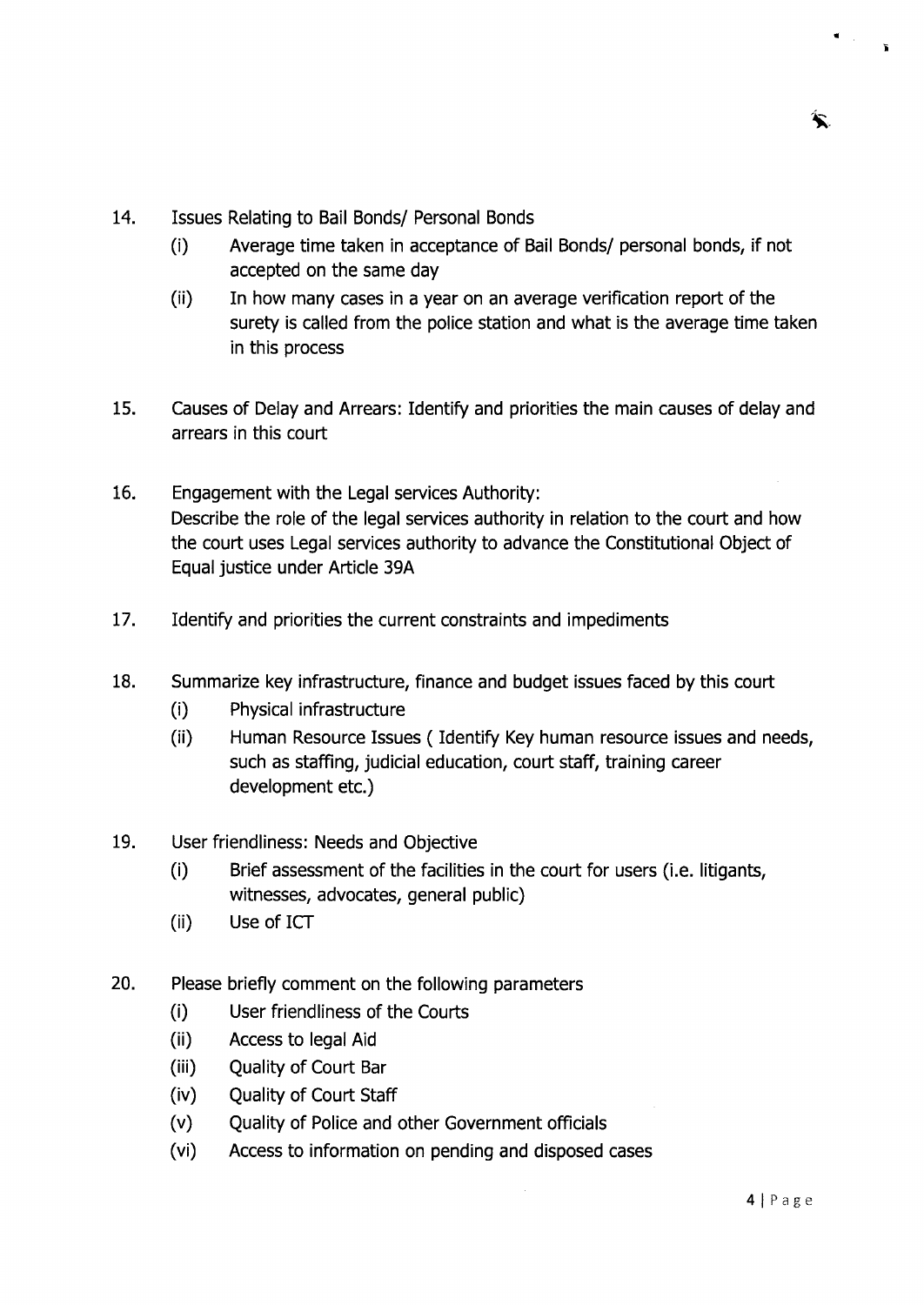14. Issues Relating to Bail Bonds/ Personal Bonds
    (i) Average time taken in acceptance of Bail Bonds/ personal bonds, if not accepted on the same day
    (ii) In how many cases in a year on an average verification report of the surety is called from the police station and what is the average time taken in this process

15. Causes of Delay and Arrears: Identify and priorities the main causes of delay and arrears in this court

16. Engagement with the Legal services Authority:
    Describe the role of the legal services authority in relation to the court and how the court uses Legal services authority to advance the Constitutional Object of Equal justice under Article 39A

17. Identify and priorities the current constraints and impediments

18. Summarize key infrastructure, finance and budget issues faced by this court
    (i) Physical infrastructure
    (ii) Human Resource Issues ( Identify Key human resource issues and needs, such as staffing, judicial education, court staff, training career development etc.)

19. User friendliness: Needs and Objective
    (i) Brief assessment of the facilities in the court for users (i.e. litigants, witnesses, advocates, general public)
    (ii) Use of ICT

20. Please briefly comment on the following parameters
    (i) User friendliness of the Courts
    (ii) Access to legal Aid
    (iii) Quality of Court Bar
    (iv) Quality of Court Staff
    (v) Quality of Police and other Government officials
    (vi) Access to information on pending and disposed cases